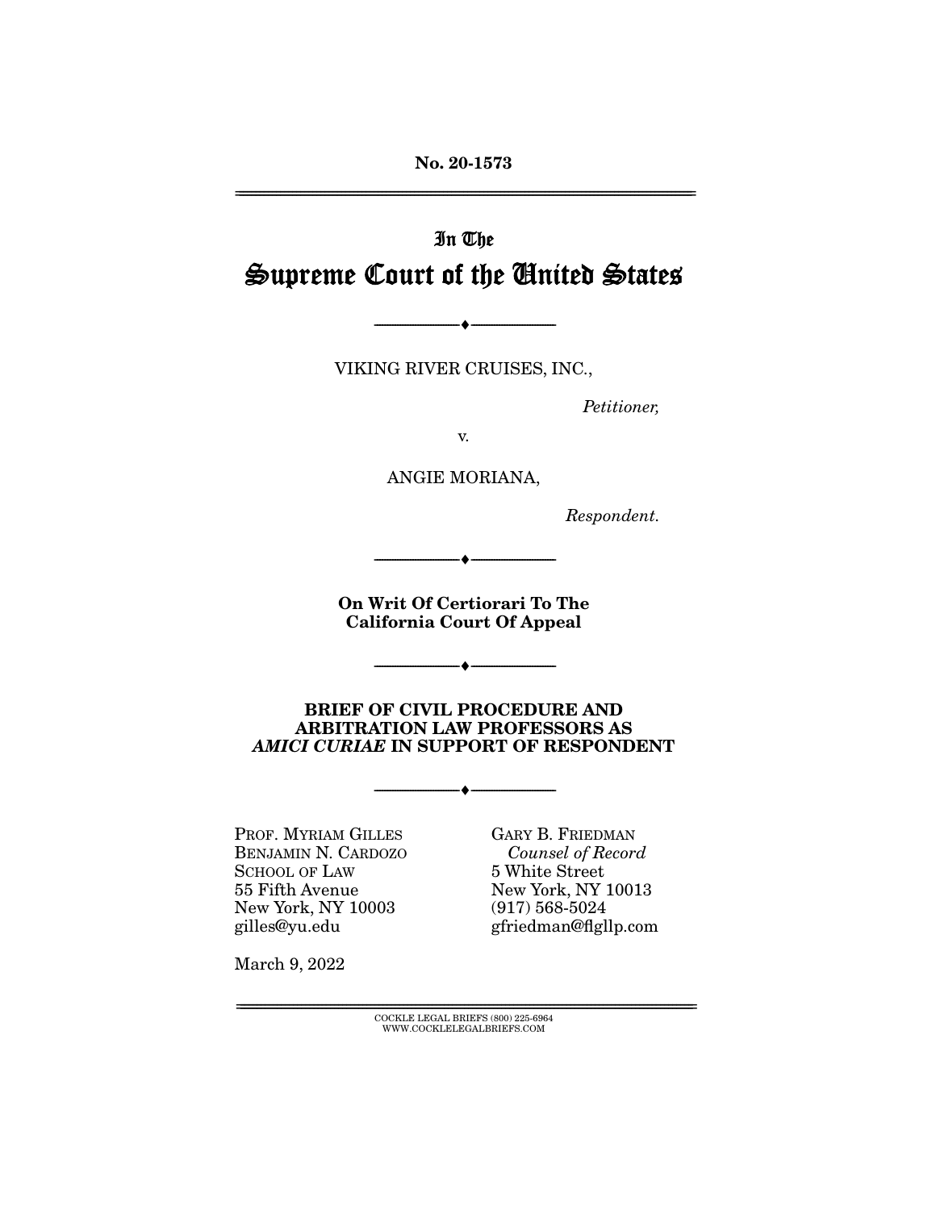**No. 20-1573**

---

In The

# Supreme Court of the United States

---

VIKING RIVER CRUISES, INC.,

*Petitioner,*

v.

ANGIE MORIANA,

*Respondent.*

---

**On Writ Of Certiorari To The California Court Of Appeal**

---

**BRIEF OF CIVIL PROCEDURE AND ARBITRATION LAW PROFESSORS AS *AMICI CURIAE* IN SUPPORT OF RESPONDENT**

---

PROF. MYRIAM GILLES
BENJAMIN N. CARDOZO SCHOOL OF LAW
55 Fifth Avenue
New York, NY 10003
gilles@yu.edu

GARY B. FRIEDMAN
*Counsel of Record*
5 White Street
New York, NY 10013
(917) 568-5024
gfriedman@flgllp.com

March 9, 2022

COCKLE LEGAL BRIEFS (800) 225-6964
WWW.COCKLELEGALBRIEFS.COM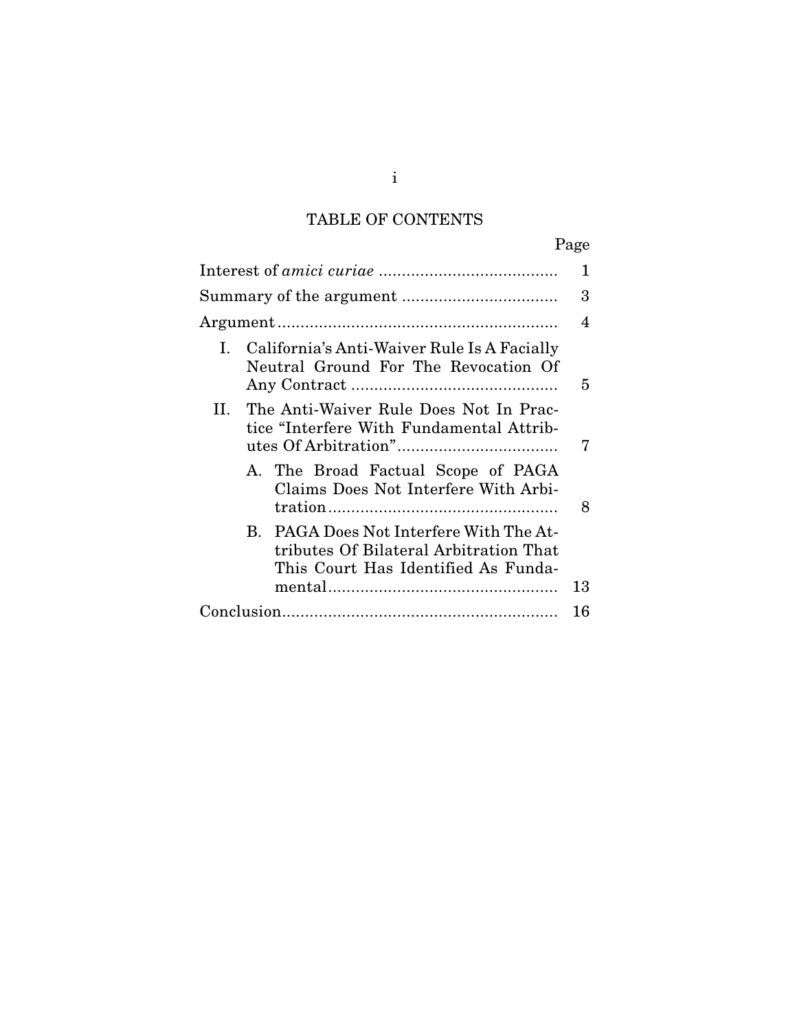# TABLE OF CONTENTS

| | Page |
|---|---|
| Interest of *amici curiae* | 1 |
| Summary of the argument | 3 |
| Argument | 4 |
| I. California's Anti-Waiver Rule Is A Facially Neutral Ground For The Revocation Of Any Contract | 5 |
| II. The Anti-Waiver Rule Does Not In Practice "Interfere With Fundamental Attributes Of Arbitration" | 7 |
| A. The Broad Factual Scope of PAGA Claims Does Not Interfere With Arbitration | 8 |
| B. PAGA Does Not Interfere With The Attributes Of Bilateral Arbitration That This Court Has Identified As Fundamental | 13 |
| Conclusion | 16 |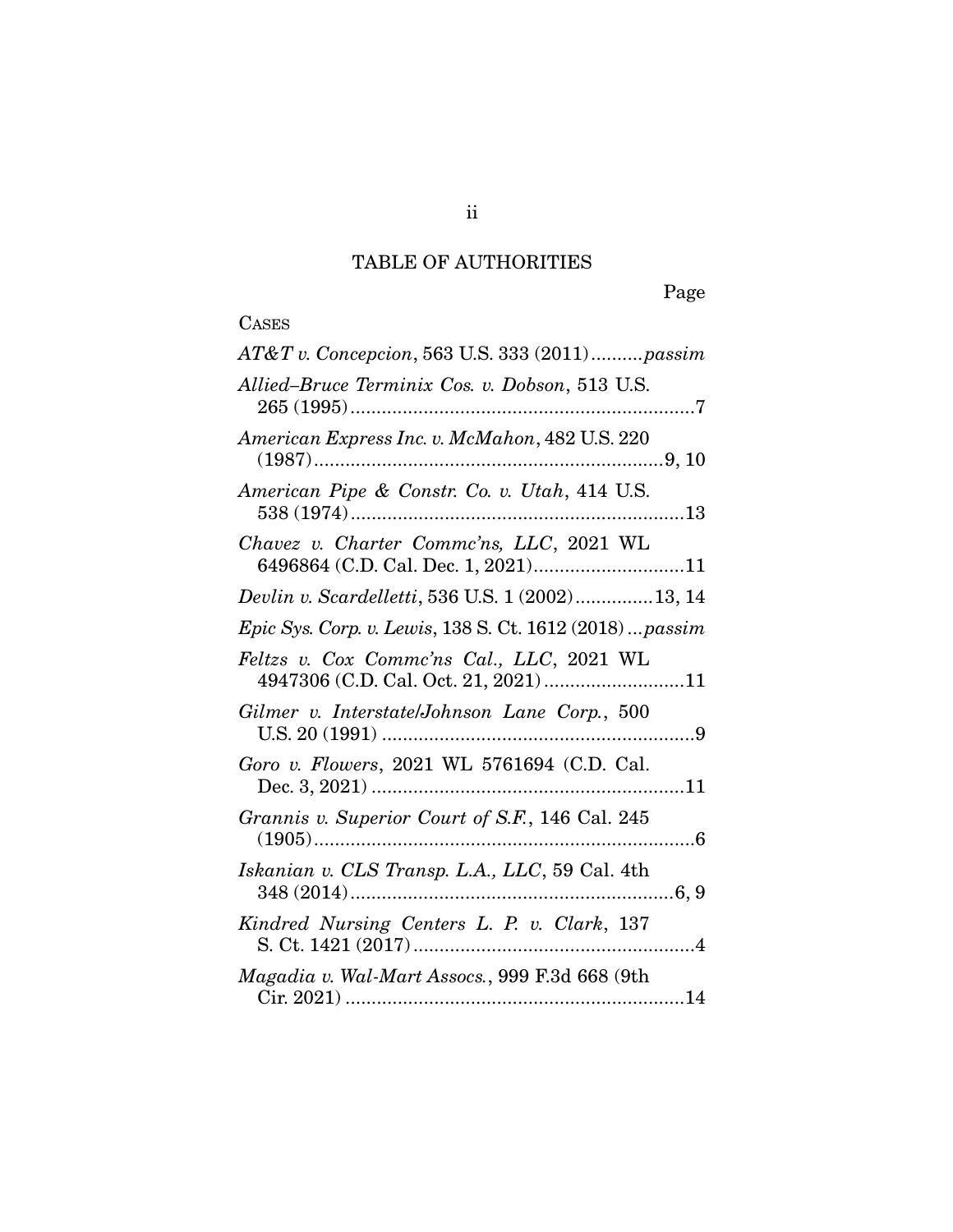# TABLE OF AUTHORITIES

Page

CASES

*AT&T v. Concepcion*, 563 U.S. 333 (2011)..........*passim*

*Allied–Bruce Terminix Cos. v. Dobson*, 513 U.S. 265 (1995)..................................................................7

*American Express Inc. v. McMahon*, 482 U.S. 220 (1987)..................................................................9, 10

*American Pipe & Constr. Co. v. Utah*, 414 U.S. 538 (1974)................................................................13

*Chavez v. Charter Commc'ns, LLC*, 2021 WL 6496864 (C.D. Cal. Dec. 1, 2021).............................11

*Devlin v. Scardelletti*, 536 U.S. 1 (2002)...............13, 14

*Epic Sys. Corp. v. Lewis*, 138 S. Ct. 1612 (2018)...*passim*

*Feltzs v. Cox Commc'ns Cal., LLC*, 2021 WL 4947306 (C.D. Cal. Oct. 21, 2021)...........................11

*Gilmer v. Interstate/Johnson Lane Corp.*, 500 U.S. 20 (1991)...........................................................9

*Goro v. Flowers*, 2021 WL 5761694 (C.D. Cal. Dec. 3, 2021)...........................................................11

*Grannis v. Superior Court of S.F.*, 146 Cal. 245 (1905)........................................................................6

*Iskanian v. CLS Transp. L.A., LLC*, 59 Cal. 4th 348 (2014)..............................................................6, 9

*Kindred Nursing Centers L. P. v. Clark*, 137 S. Ct. 1421 (2017)......................................................4

*Magadia v. Wal-Mart Assocs.*, 999 F.3d 668 (9th Cir. 2021)................................................................14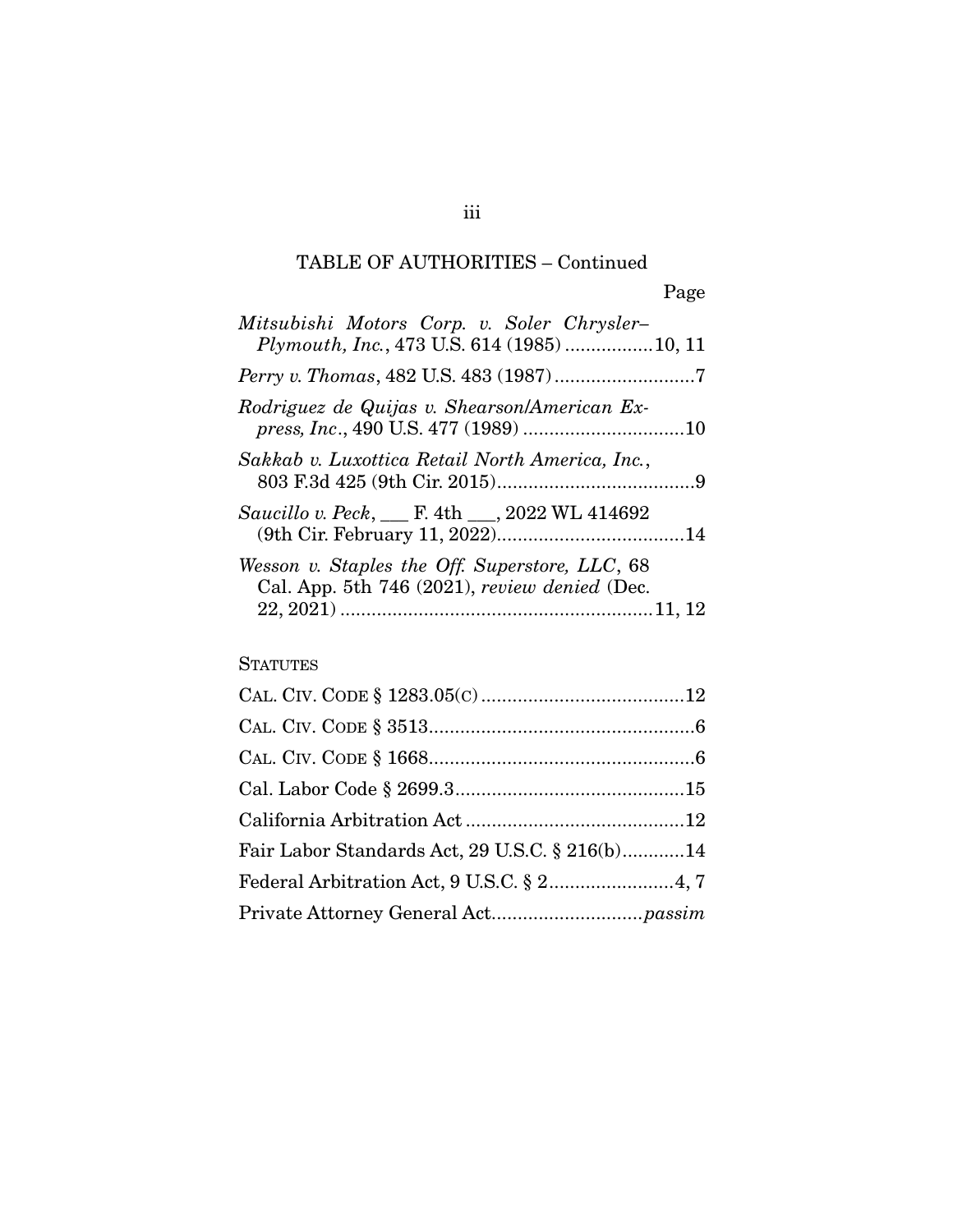TABLE OF AUTHORITIES – Continued

Page

*Mitsubishi Motors Corp. v. Soler Chrysler–Plymouth, Inc.*, 473 U.S. 614 (1985) ................10, 11

*Perry v. Thomas*, 482 U.S. 483 (1987) ..........................7

*Rodriguez de Quijas v. Shearson/American Express, Inc*., 490 U.S. 477 (1989) ...............................10

*Sakkab v. Luxottica Retail North America, Inc.*, 803 F.3d 425 (9th Cir. 2015).....................................9

*Saucillo v. Peck*, ___ F. 4th ___, 2022 WL 414692 (9th Cir. February 11, 2022)...................................14

*Wesson v. Staples the Off. Superstore, LLC*, 68 Cal. App. 5th 746 (2021), *review denied* (Dec. 22, 2021) ...........................................................11, 12

STATUTES

CAL. CIV. CODE § 1283.05(C) ......................................12

CAL. CIV. CODE § 3513..................................................6

CAL. CIV. CODE § 1668..................................................6

Cal. Labor Code § 2699.3............................................15

California Arbitration Act ..........................................12

Fair Labor Standards Act, 29 U.S.C. § 216(b)............14

Federal Arbitration Act, 9 U.S.C. § 2........................4, 7

Private Attorney General Act............................*passim*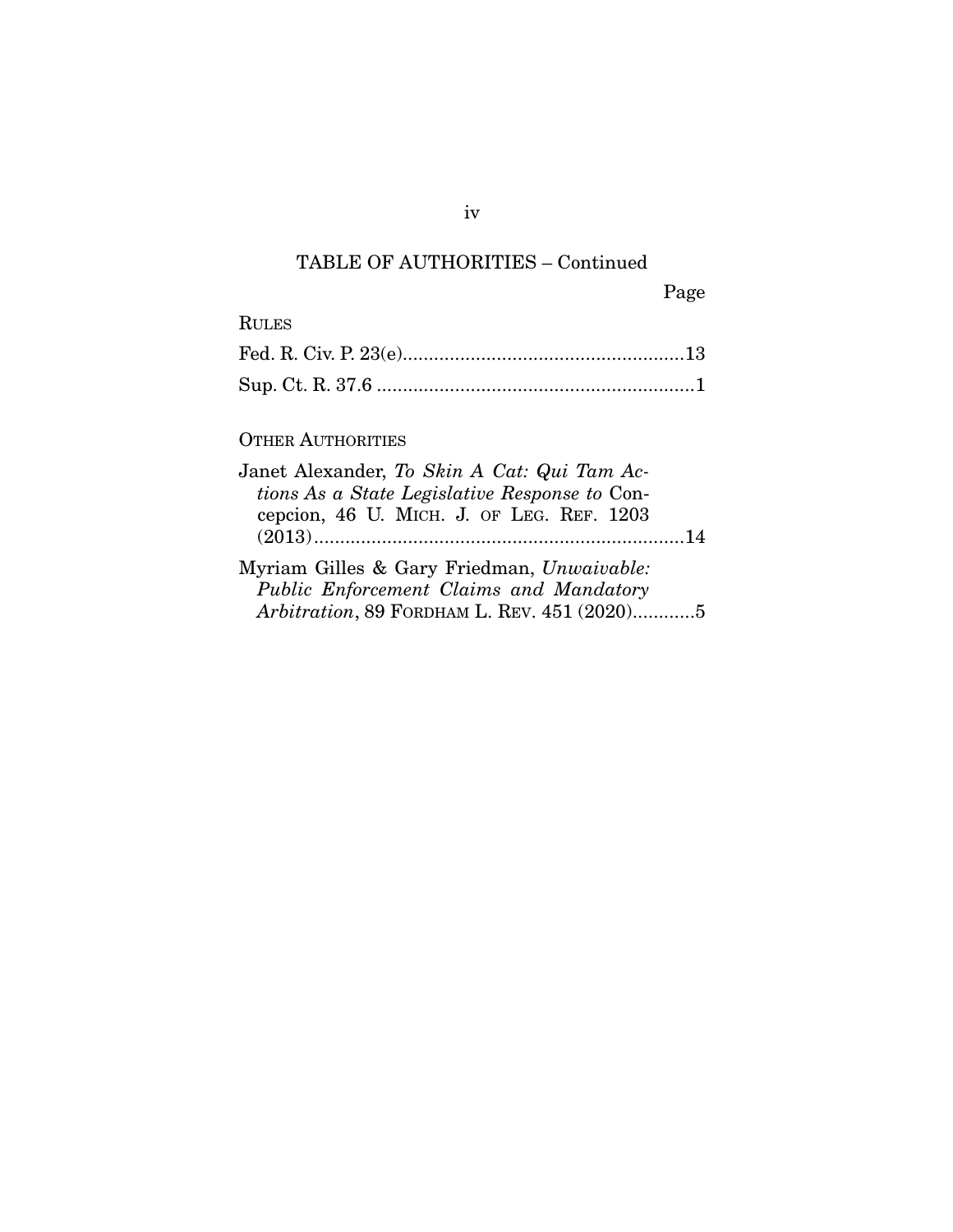TABLE OF AUTHORITIES – Continued

Page

RULES

Fed. R. Civ. P. 23(e)......................................................13

Sup. Ct. R. 37.6 .............................................................1

OTHER AUTHORITIES

Janet Alexander, *To Skin A Cat: Qui Tam Actions As a State Legislative Response to* Concepcion, 46 U. MICH. J. OF LEG. REF. 1203 (2013).......................................................................14

Myriam Gilles & Gary Friedman, *Unwaivable: Public Enforcement Claims and Mandatory Arbitration*, 89 FORDHAM L. REV. 451 (2020)............5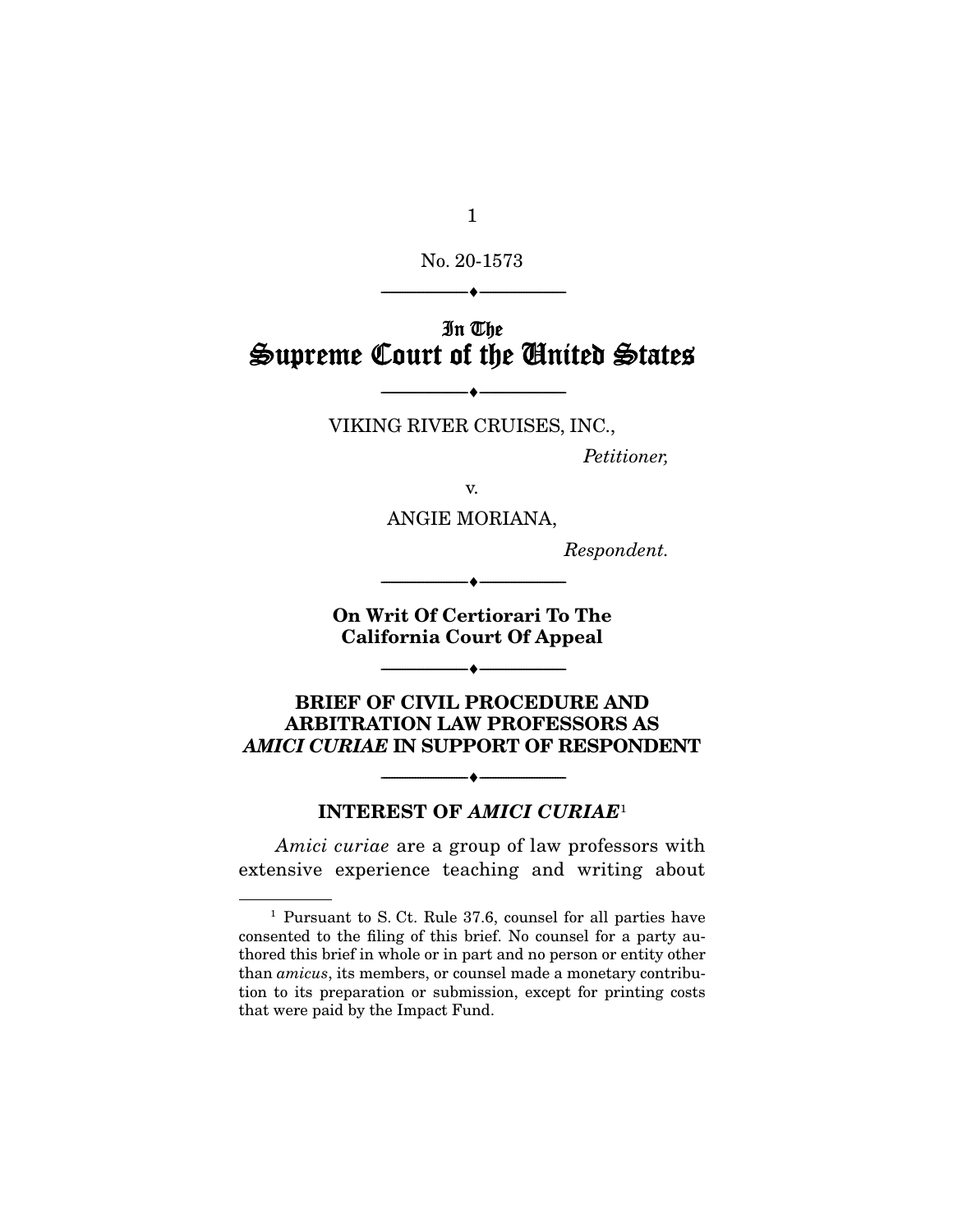No. 20-1573

---

In The
# Supreme Court of the United States

---

VIKING RIVER CRUISES, INC.,

*Petitioner,*

v.

ANGIE MORIANA,

*Respondent.*

---

**On Writ Of Certiorari To The California Court Of Appeal**

---

**BRIEF OF CIVIL PROCEDURE AND ARBITRATION LAW PROFESSORS AS *AMICI CURIAE* IN SUPPORT OF RESPONDENT**

---

## INTEREST OF *AMICI CURIAE*[1]

*Amici curiae* are a group of law professors with extensive experience teaching and writing about

---

[1] Pursuant to S. Ct. Rule 37.6, counsel for all parties have consented to the filing of this brief. No counsel for a party authored this brief in whole or in part and no person or entity other than *amicus*, its members, or counsel made a monetary contribution to its preparation or submission, except for printing costs that were paid by the Impact Fund.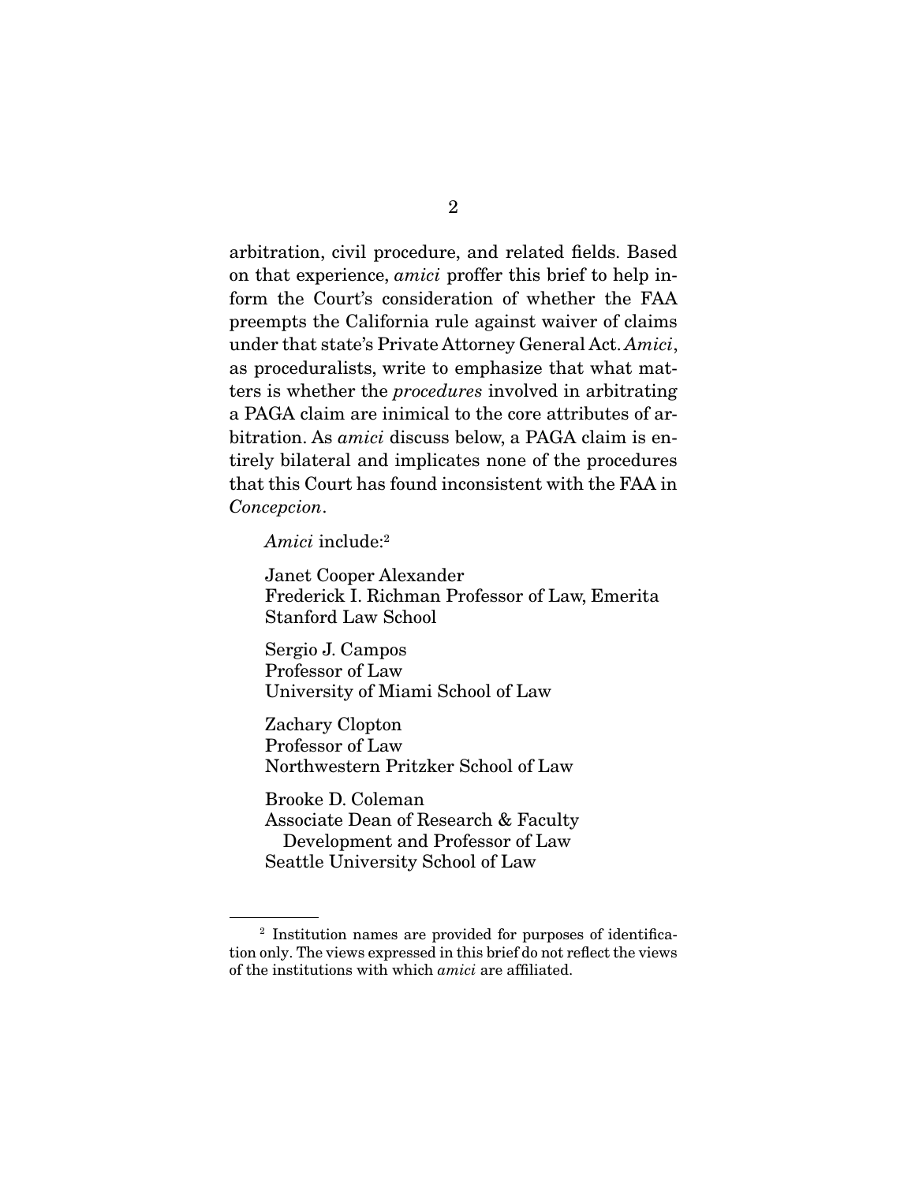arbitration, civil procedure, and related fields. Based on that experience, *amici* proffer this brief to help inform the Court's consideration of whether the FAA preempts the California rule against waiver of claims under that state's Private Attorney General Act. *Amici*, as proceduralists, write to emphasize that what matters is whether the *procedures* involved in arbitrating a PAGA claim are inimical to the core attributes of arbitration. As *amici* discuss below, a PAGA claim is entirely bilateral and implicates none of the procedures that this Court has found inconsistent with the FAA in *Concepcion*.

*Amici* include:[2]

Janet Cooper Alexander
Frederick I. Richman Professor of Law, Emerita
Stanford Law School

Sergio J. Campos
Professor of Law
University of Miami School of Law

Zachary Clopton
Professor of Law
Northwestern Pritzker School of Law

Brooke D. Coleman
Associate Dean of Research & Faculty Development and Professor of Law
Seattle University School of Law

---

[2] Institution names are provided for purposes of identification only. The views expressed in this brief do not reflect the views of the institutions with which *amici* are affiliated.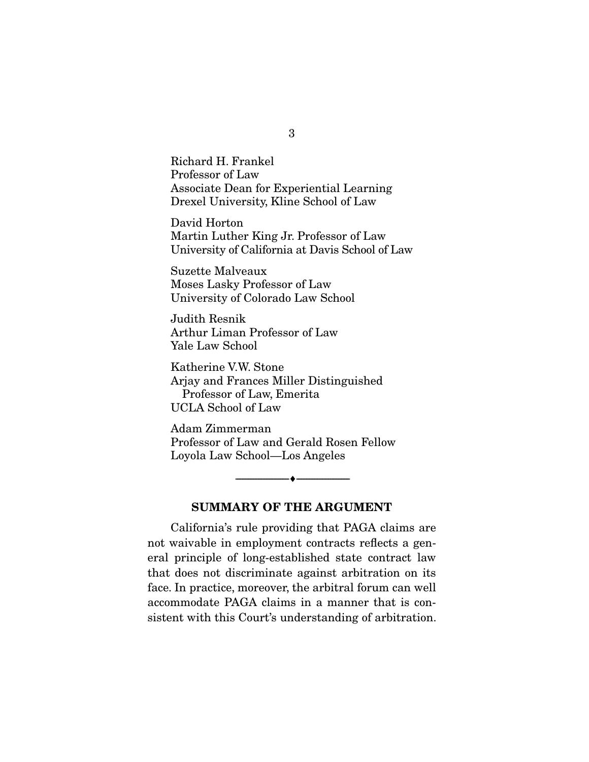Richard H. Frankel
Professor of Law
Associate Dean for Experiential Learning
Drexel University, Kline School of Law

David Horton
Martin Luther King Jr. Professor of Law
University of California at Davis School of Law

Suzette Malveaux
Moses Lasky Professor of Law
University of Colorado Law School

Judith Resnik
Arthur Liman Professor of Law
Yale Law School

Katherine V.W. Stone
Arjay and Frances Miller Distinguished
Professor of Law, Emerita
UCLA School of Law

Adam Zimmerman
Professor of Law and Gerald Rosen Fellow
Loyola Law School—Los Angeles

---

## SUMMARY OF THE ARGUMENT

California's rule providing that PAGA claims are not waivable in employment contracts reflects a general principle of long-established state contract law that does not discriminate against arbitration on its face. In practice, moreover, the arbitral forum can well accommodate PAGA claims in a manner that is consistent with this Court's understanding of arbitration.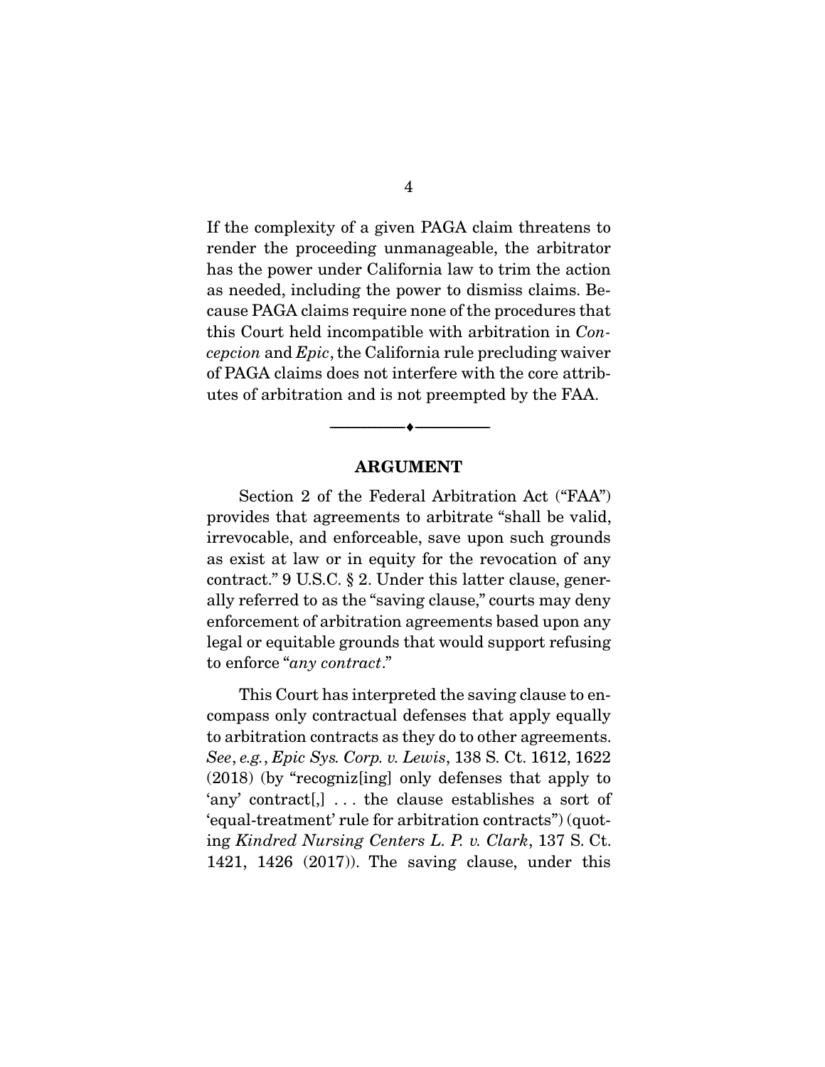If the complexity of a given PAGA claim threatens to render the proceeding unmanageable, the arbitrator has the power under California law to trim the action as needed, including the power to dismiss claims. Because PAGA claims require none of the procedures that this Court held incompatible with arbitration in *Concepcion* and *Epic*, the California rule precluding waiver of PAGA claims does not interfere with the core attributes of arbitration and is not preempted by the FAA.

---

## ARGUMENT

Section 2 of the Federal Arbitration Act ("FAA") provides that agreements to arbitrate "shall be valid, irrevocable, and enforceable, save upon such grounds as exist at law or in equity for the revocation of any contract." 9 U.S.C. § 2. Under this latter clause, generally referred to as the "saving clause," courts may deny enforcement of arbitration agreements based upon any legal or equitable grounds that would support refusing to enforce "*any contract*."

This Court has interpreted the saving clause to encompass only contractual defenses that apply equally to arbitration contracts as they do to other agreements. *See*, *e.g.*, *Epic Sys. Corp. v. Lewis*, 138 S. Ct. 1612, 1622 (2018) (by "recogniz[ing] only defenses that apply to 'any' contract[,] . . . the clause establishes a sort of 'equal-treatment' rule for arbitration contracts") (quoting *Kindred Nursing Centers L. P. v. Clark*, 137 S. Ct. 1421, 1426 (2017)). The saving clause, under this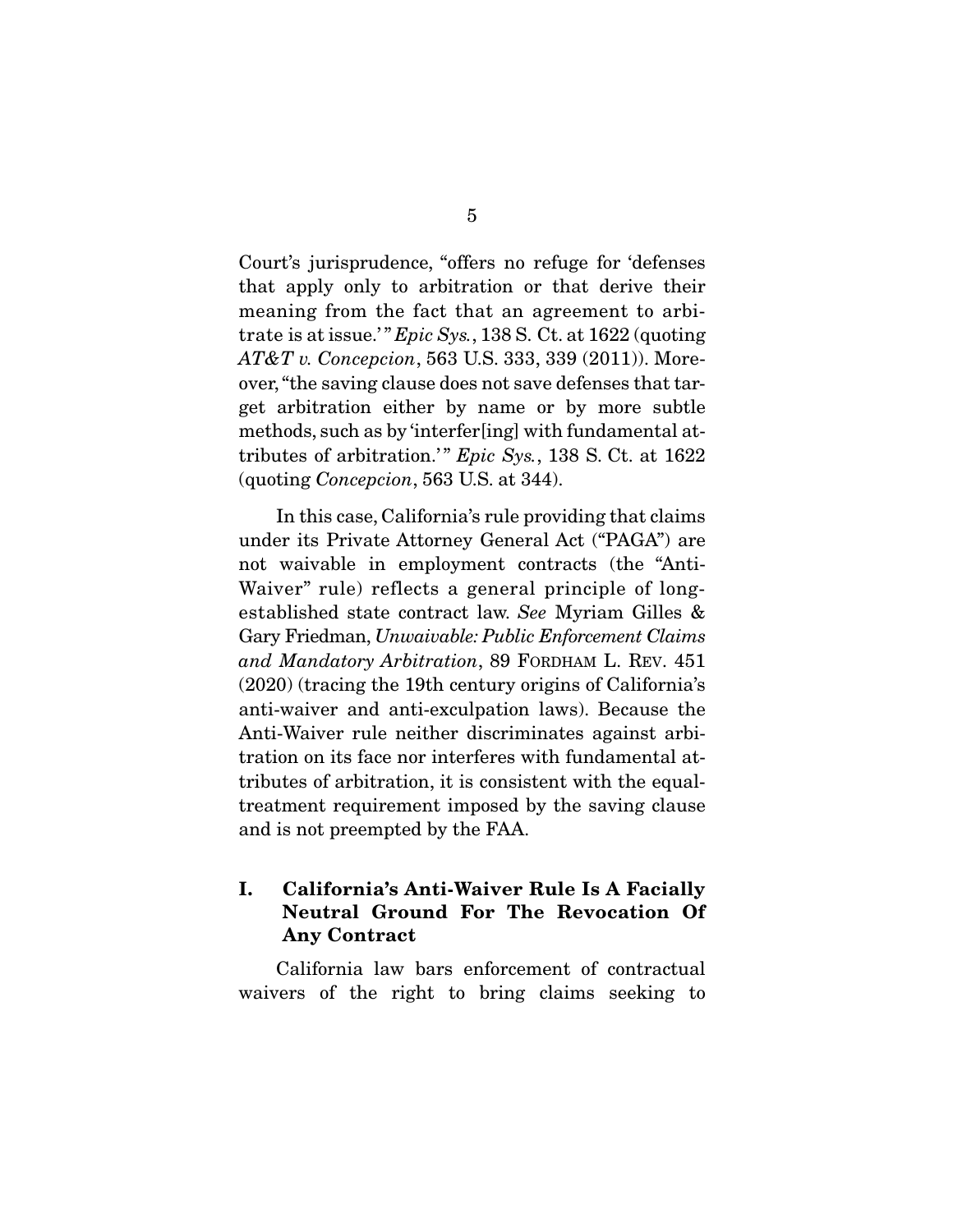Court's jurisprudence, "offers no refuge for 'defenses that apply only to arbitration or that derive their meaning from the fact that an agreement to arbitrate is at issue.'" *Epic Sys.*, 138 S. Ct. at 1622 (quoting *AT&T v. Concepcion*, 563 U.S. 333, 339 (2011)). Moreover, "the saving clause does not save defenses that target arbitration either by name or by more subtle methods, such as by 'interfer[ing] with fundamental attributes of arbitration.'" *Epic Sys.*, 138 S. Ct. at 1622 (quoting *Concepcion*, 563 U.S. at 344).

In this case, California's rule providing that claims under its Private Attorney General Act ("PAGA") are not waivable in employment contracts (the "Anti-Waiver" rule) reflects a general principle of long-established state contract law. *See* Myriam Gilles & Gary Friedman, *Unwaivable: Public Enforcement Claims and Mandatory Arbitration*, 89 FORDHAM L. REV. 451 (2020) (tracing the 19th century origins of California's anti-waiver and anti-exculpation laws). Because the Anti-Waiver rule neither discriminates against arbitration on its face nor interferes with fundamental attributes of arbitration, it is consistent with the equal-treatment requirement imposed by the saving clause and is not preempted by the FAA.

## I. California's Anti-Waiver Rule Is A Facially Neutral Ground For The Revocation Of Any Contract

California law bars enforcement of contractual waivers of the right to bring claims seeking to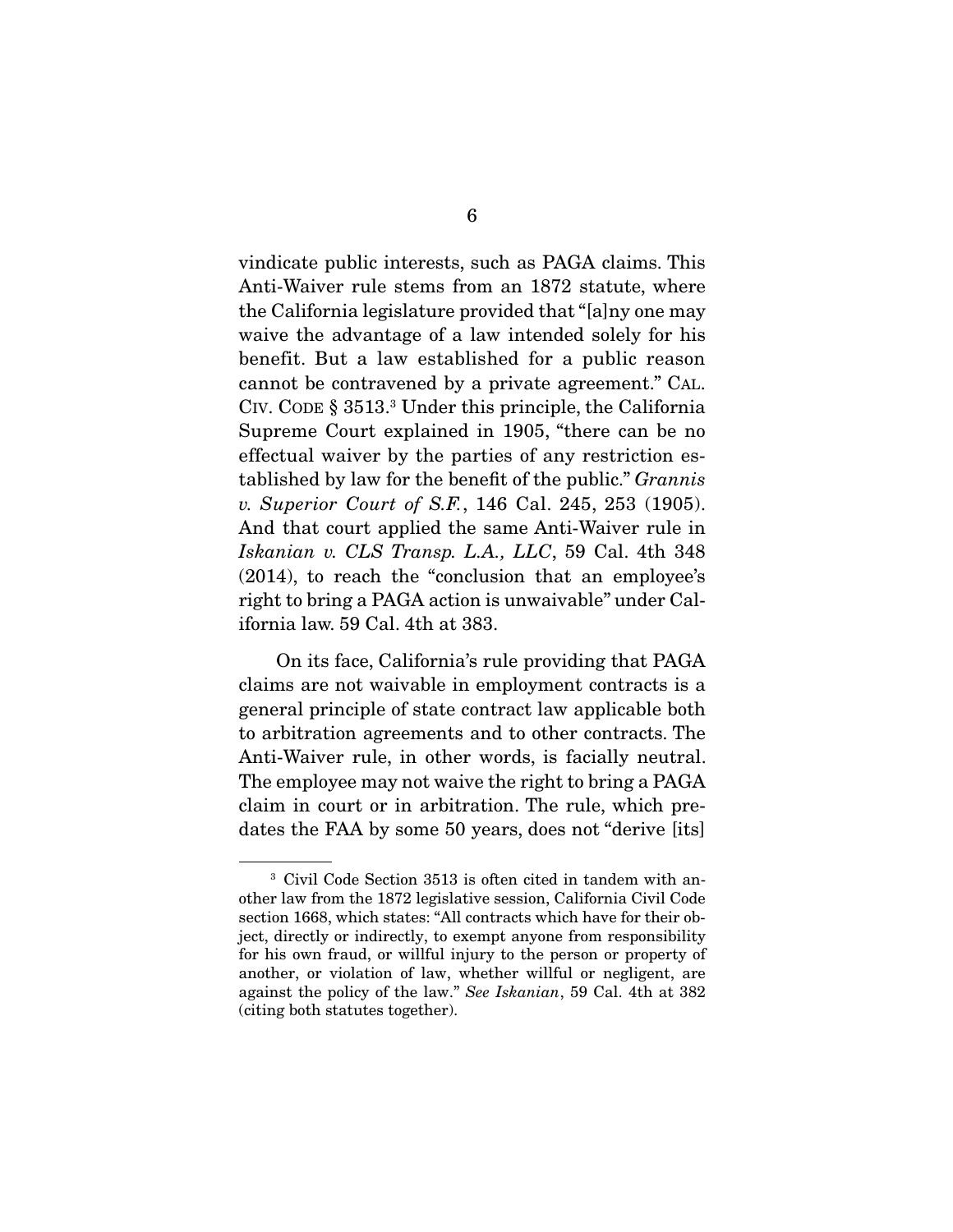vindicate public interests, such as PAGA claims. This Anti-Waiver rule stems from an 1872 statute, where the California legislature provided that "[a]ny one may waive the advantage of a law intended solely for his benefit. But a law established for a public reason cannot be contravened by a private agreement." CAL. CIV. CODE § 3513.[3] Under this principle, the California Supreme Court explained in 1905, "there can be no effectual waiver by the parties of any restriction established by law for the benefit of the public." *Grannis v. Superior Court of S.F.*, 146 Cal. 245, 253 (1905). And that court applied the same Anti-Waiver rule in *Iskanian v. CLS Transp. L.A., LLC*, 59 Cal. 4th 348 (2014), to reach the "conclusion that an employee's right to bring a PAGA action is unwaivable" under California law. 59 Cal. 4th at 383.

On its face, California's rule providing that PAGA claims are not waivable in employment contracts is a general principle of state contract law applicable both to arbitration agreements and to other contracts. The Anti-Waiver rule, in other words, is facially neutral. The employee may not waive the right to bring a PAGA claim in court or in arbitration. The rule, which predates the FAA by some 50 years, does not "derive [its]

---

[3] Civil Code Section 3513 is often cited in tandem with another law from the 1872 legislative session, California Civil Code section 1668, which states: "All contracts which have for their object, directly or indirectly, to exempt anyone from responsibility for his own fraud, or willful injury to the person or property of another, or violation of law, whether willful or negligent, are against the policy of the law." *See Iskanian*, 59 Cal. 4th at 382 (citing both statutes together).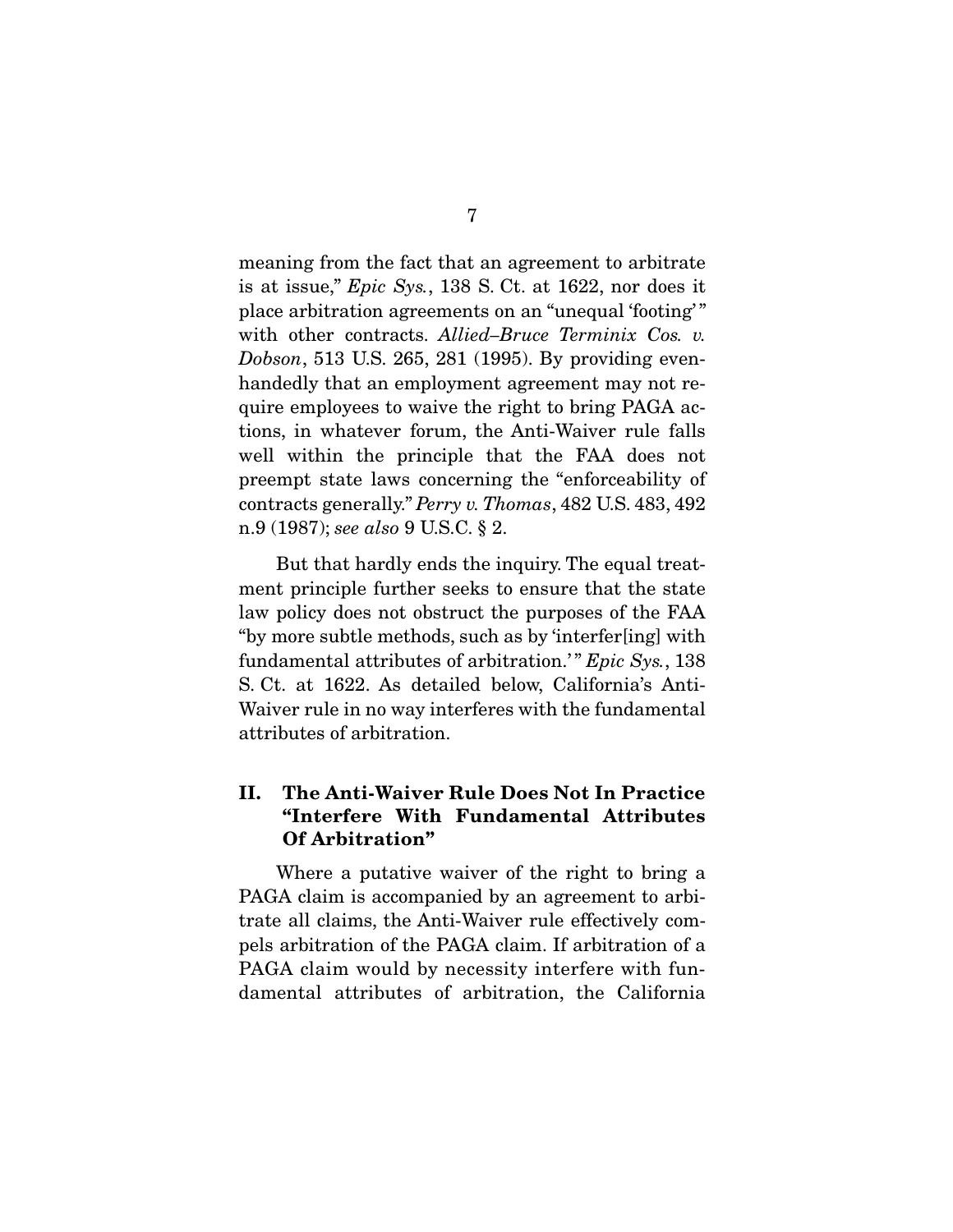meaning from the fact that an agreement to arbitrate is at issue," *Epic Sys.*, 138 S. Ct. at 1622, nor does it place arbitration agreements on an "unequal 'footing'" with other contracts. *Allied–Bruce Terminix Cos. v. Dobson*, 513 U.S. 265, 281 (1995). By providing evenhandedly that an employment agreement may not require employees to waive the right to bring PAGA actions, in whatever forum, the Anti-Waiver rule falls well within the principle that the FAA does not preempt state laws concerning the "enforceability of contracts generally." *Perry v. Thomas*, 482 U.S. 483, 492 n.9 (1987); *see also* 9 U.S.C. § 2.

But that hardly ends the inquiry. The equal treatment principle further seeks to ensure that the state law policy does not obstruct the purposes of the FAA "by more subtle methods, such as by 'interfer[ing] with fundamental attributes of arbitration.'" *Epic Sys.*, 138 S. Ct. at 1622. As detailed below, California's Anti-Waiver rule in no way interferes with the fundamental attributes of arbitration.

## II. The Anti-Waiver Rule Does Not In Practice "Interfere With Fundamental Attributes Of Arbitration"

Where a putative waiver of the right to bring a PAGA claim is accompanied by an agreement to arbitrate all claims, the Anti-Waiver rule effectively compels arbitration of the PAGA claim. If arbitration of a PAGA claim would by necessity interfere with fundamental attributes of arbitration, the California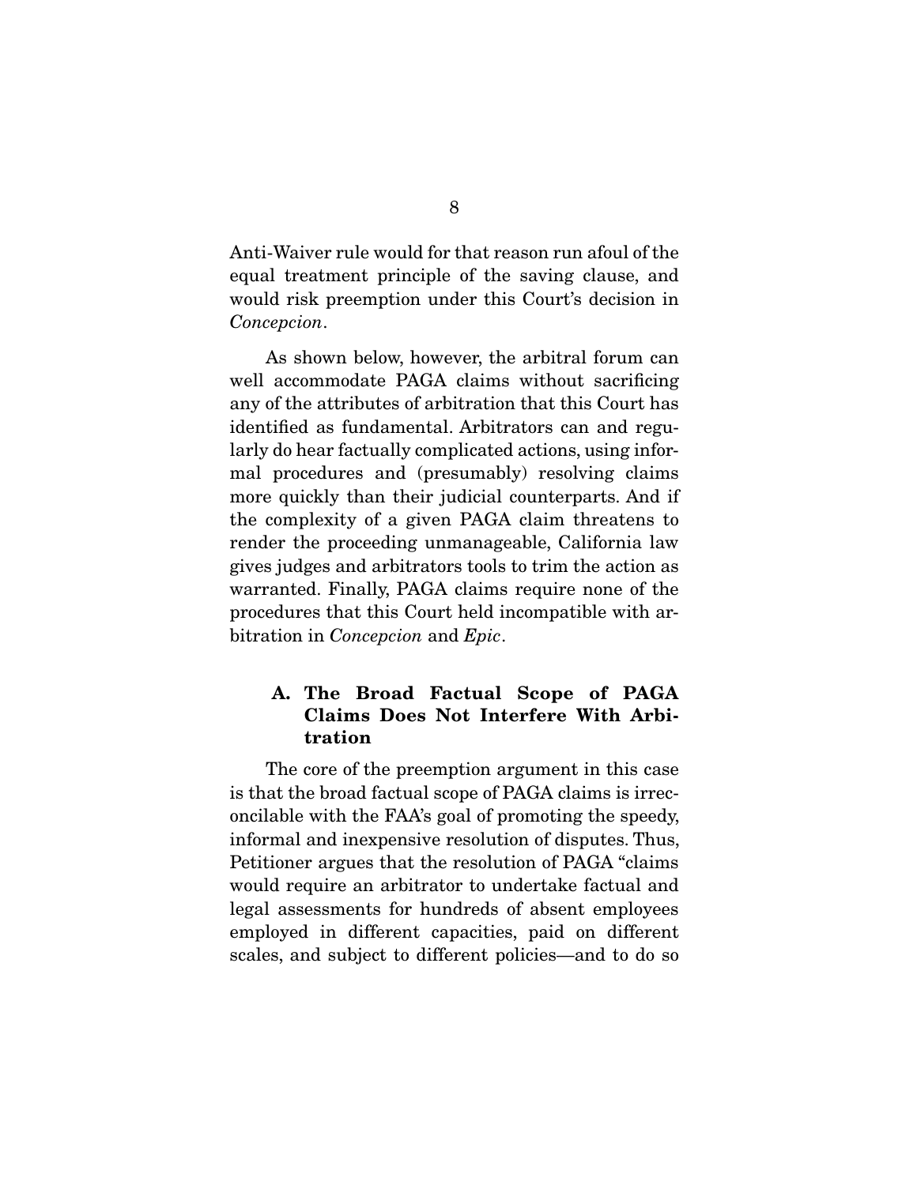Anti-Waiver rule would for that reason run afoul of the equal treatment principle of the saving clause, and would risk preemption under this Court's decision in *Concepcion*.

As shown below, however, the arbitral forum can well accommodate PAGA claims without sacrificing any of the attributes of arbitration that this Court has identified as fundamental. Arbitrators can and regularly do hear factually complicated actions, using informal procedures and (presumably) resolving claims more quickly than their judicial counterparts. And if the complexity of a given PAGA claim threatens to render the proceeding unmanageable, California law gives judges and arbitrators tools to trim the action as warranted. Finally, PAGA claims require none of the procedures that this Court held incompatible with arbitration in *Concepcion* and *Epic*.

### A. The Broad Factual Scope of PAGA Claims Does Not Interfere With Arbitration

The core of the preemption argument in this case is that the broad factual scope of PAGA claims is irreconcilable with the FAA's goal of promoting the speedy, informal and inexpensive resolution of disputes. Thus, Petitioner argues that the resolution of PAGA "claims would require an arbitrator to undertake factual and legal assessments for hundreds of absent employees employed in different capacities, paid on different scales, and subject to different policies—and to do so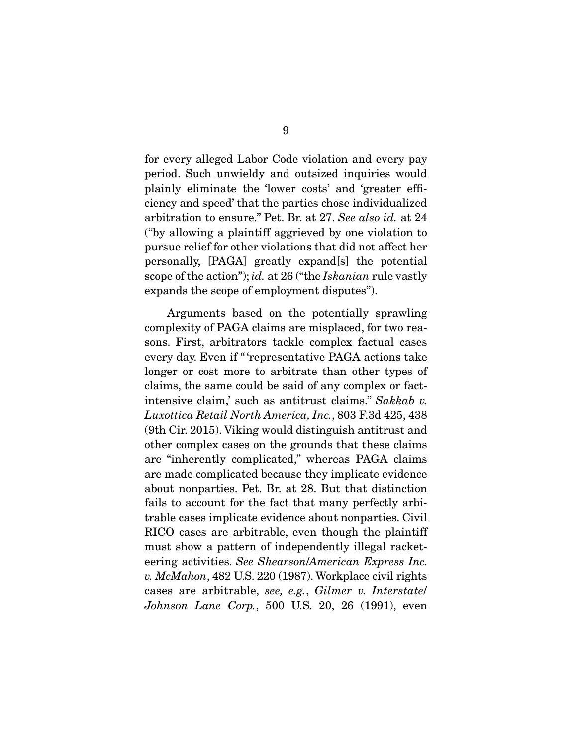for every alleged Labor Code violation and every pay period. Such unwieldy and outsized inquiries would plainly eliminate the 'lower costs' and 'greater efficiency and speed' that the parties chose individualized arbitration to ensure." Pet. Br. at 27. *See also id.* at 24 ("by allowing a plaintiff aggrieved by one violation to pursue relief for other violations that did not affect her personally, [PAGA] greatly expand[s] the potential scope of the action"); *id.* at 26 ("the *Iskanian* rule vastly expands the scope of employment disputes").

Arguments based on the potentially sprawling complexity of PAGA claims are misplaced, for two reasons. First, arbitrators tackle complex factual cases every day. Even if "'representative PAGA actions take longer or cost more to arbitrate than other types of claims, the same could be said of any complex or fact-intensive claim,' such as antitrust claims." *Sakkab v. Luxottica Retail North America, Inc.*, 803 F.3d 425, 438 (9th Cir. 2015). Viking would distinguish antitrust and other complex cases on the grounds that these claims are "inherently complicated," whereas PAGA claims are made complicated because they implicate evidence about nonparties. Pet. Br. at 28. But that distinction fails to account for the fact that many perfectly arbitrable cases implicate evidence about nonparties. Civil RICO cases are arbitrable, even though the plaintiff must show a pattern of independently illegal racketeering activities. *See Shearson/American Express Inc. v. McMahon*, 482 U.S. 220 (1987). Workplace civil rights cases are arbitrable, *see, e.g.*, *Gilmer v. Interstate/Johnson Lane Corp.*, 500 U.S. 20, 26 (1991), even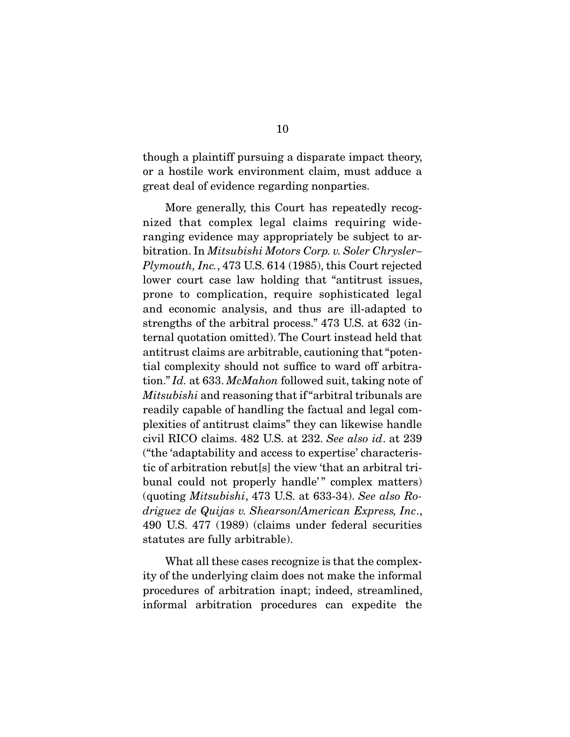though a plaintiff pursuing a disparate impact theory, or a hostile work environment claim, must adduce a great deal of evidence regarding nonparties.

More generally, this Court has repeatedly recognized that complex legal claims requiring wide-ranging evidence may appropriately be subject to arbitration. In *Mitsubishi Motors Corp. v. Soler Chrysler–Plymouth, Inc.*, 473 U.S. 614 (1985), this Court rejected lower court case law holding that "antitrust issues, prone to complication, require sophisticated legal and economic analysis, and thus are ill-adapted to strengths of the arbitral process." 473 U.S. at 632 (internal quotation omitted). The Court instead held that antitrust claims are arbitrable, cautioning that "potential complexity should not suffice to ward off arbitration." *Id.* at 633. *McMahon* followed suit, taking note of *Mitsubishi* and reasoning that if "arbitral tribunals are readily capable of handling the factual and legal complexities of antitrust claims" they can likewise handle civil RICO claims. 482 U.S. at 232. *See also id*. at 239 ("the 'adaptability and access to expertise' characteristic of arbitration rebut[s] the view 'that an arbitral tribunal could not properly handle'" complex matters) (quoting *Mitsubishi*, 473 U.S. at 633-34). *See also Rodriguez de Quijas v. Shearson/American Express, Inc*., 490 U.S. 477 (1989) (claims under federal securities statutes are fully arbitrable).

What all these cases recognize is that the complexity of the underlying claim does not make the informal procedures of arbitration inapt; indeed, streamlined, informal arbitration procedures can expedite the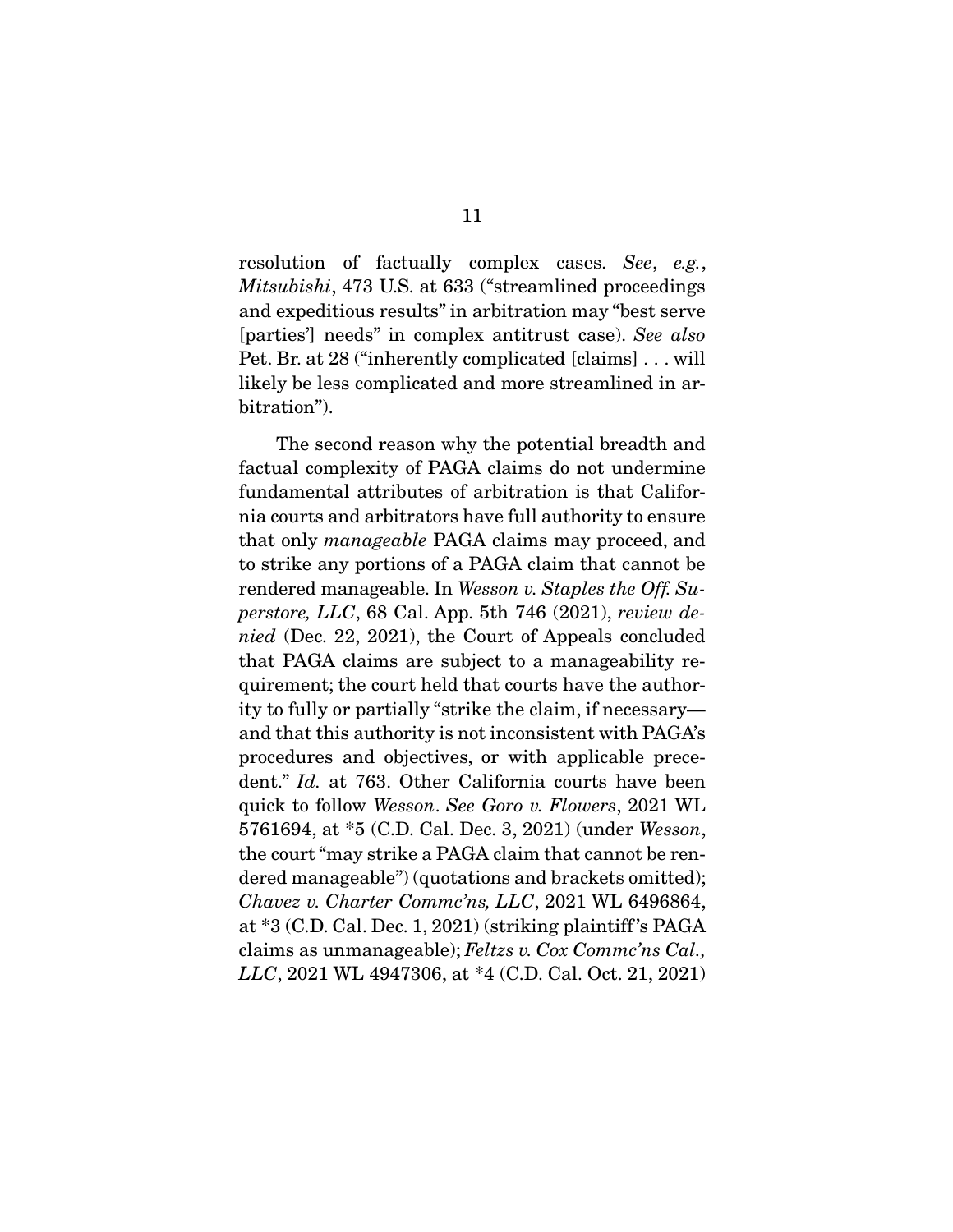resolution of factually complex cases. *See*, *e.g.*, *Mitsubishi*, 473 U.S. at 633 ("streamlined proceedings and expeditious results" in arbitration may "best serve [parties'] needs" in complex antitrust case). *See also* Pet. Br. at 28 ("inherently complicated [claims] . . . will likely be less complicated and more streamlined in arbitration").

The second reason why the potential breadth and factual complexity of PAGA claims do not undermine fundamental attributes of arbitration is that California courts and arbitrators have full authority to ensure that only *manageable* PAGA claims may proceed, and to strike any portions of a PAGA claim that cannot be rendered manageable. In *Wesson v. Staples the Off. Superstore, LLC*, 68 Cal. App. 5th 746 (2021), *review denied* (Dec. 22, 2021), the Court of Appeals concluded that PAGA claims are subject to a manageability requirement; the court held that courts have the authority to fully or partially "strike the claim, if necessary—and that this authority is not inconsistent with PAGA's procedures and objectives, or with applicable precedent." *Id.* at 763. Other California courts have been quick to follow *Wesson*. *See Goro v. Flowers*, 2021 WL 5761694, at *5 (C.D. Cal. Dec. 3, 2021) (under *Wesson*, the court "may strike a PAGA claim that cannot be rendered manageable") (quotations and brackets omitted); *Chavez v. Charter Commc'ns, LLC*, 2021 WL 6496864, at *3 (C.D. Cal. Dec. 1, 2021) (striking plaintiff's PAGA claims as unmanageable); *Feltzs v. Cox Commc'ns Cal., LLC*, 2021 WL 4947306, at *4 (C.D. Cal. Oct. 21, 2021)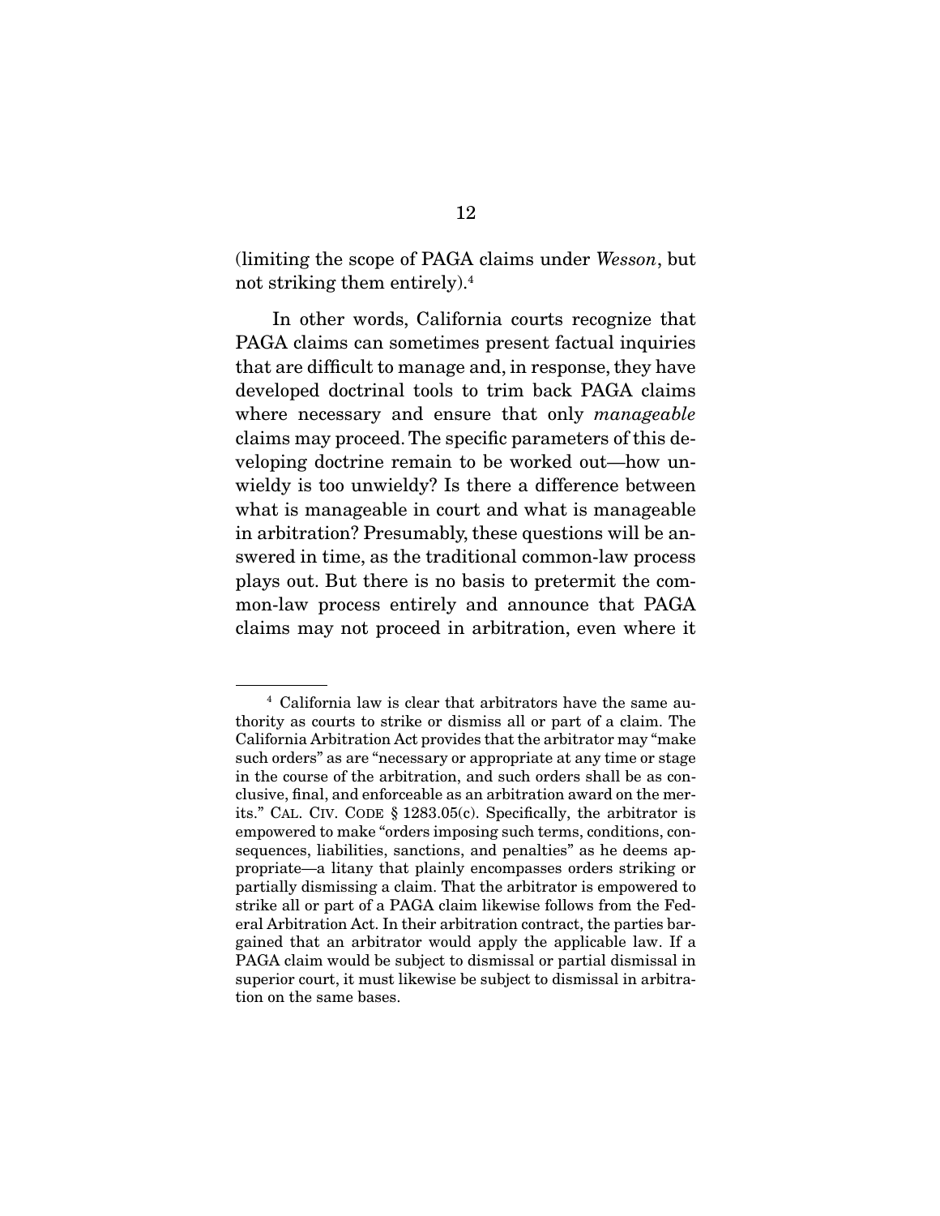(limiting the scope of PAGA claims under *Wesson*, but not striking them entirely).[4]

In other words, California courts recognize that PAGA claims can sometimes present factual inquiries that are difficult to manage and, in response, they have developed doctrinal tools to trim back PAGA claims where necessary and ensure that only *manageable* claims may proceed. The specific parameters of this developing doctrine remain to be worked out—how unwieldy is too unwieldy? Is there a difference between what is manageable in court and what is manageable in arbitration? Presumably, these questions will be answered in time, as the traditional common-law process plays out. But there is no basis to pretermit the common-law process entirely and announce that PAGA claims may not proceed in arbitration, even where it

---

[4] California law is clear that arbitrators have the same authority as courts to strike or dismiss all or part of a claim. The California Arbitration Act provides that the arbitrator may "make such orders" as are "necessary or appropriate at any time or stage in the course of the arbitration, and such orders shall be as conclusive, final, and enforceable as an arbitration award on the merits." CAL. CIV. CODE § 1283.05(c). Specifically, the arbitrator is empowered to make "orders imposing such terms, conditions, consequences, liabilities, sanctions, and penalties" as he deems appropriate—a litany that plainly encompasses orders striking or partially dismissing a claim. That the arbitrator is empowered to strike all or part of a PAGA claim likewise follows from the Federal Arbitration Act. In their arbitration contract, the parties bargained that an arbitrator would apply the applicable law. If a PAGA claim would be subject to dismissal or partial dismissal in superior court, it must likewise be subject to dismissal in arbitration on the same bases.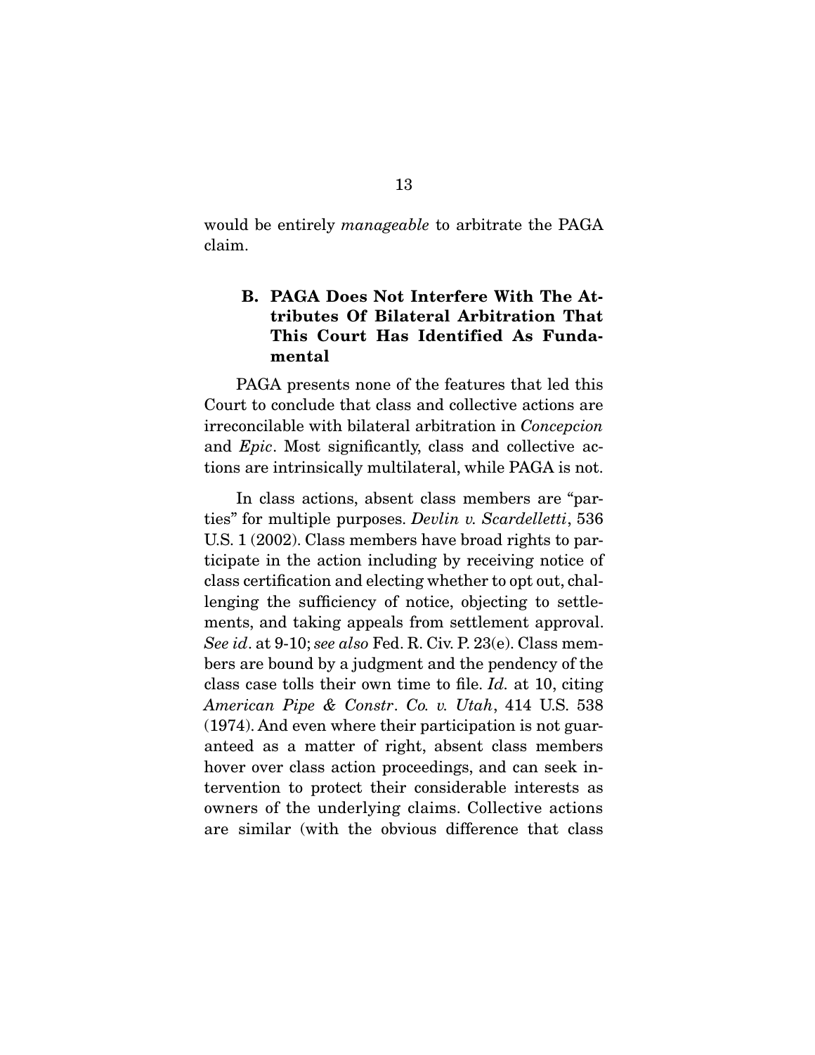would be entirely *manageable* to arbitrate the PAGA claim.

### B. PAGA Does Not Interfere With The Attributes Of Bilateral Arbitration That This Court Has Identified As Fundamental

PAGA presents none of the features that led this Court to conclude that class and collective actions are irreconcilable with bilateral arbitration in *Concepcion* and *Epic*. Most significantly, class and collective actions are intrinsically multilateral, while PAGA is not.

In class actions, absent class members are "parties" for multiple purposes. *Devlin v. Scardelletti*, 536 U.S. 1 (2002). Class members have broad rights to participate in the action including by receiving notice of class certification and electing whether to opt out, challenging the sufficiency of notice, objecting to settlements, and taking appeals from settlement approval. *See id*. at 9-10; *see also* Fed. R. Civ. P. 23(e). Class members are bound by a judgment and the pendency of the class case tolls their own time to file. *Id.* at 10, citing *American Pipe & Constr. Co. v. Utah*, 414 U.S. 538 (1974). And even where their participation is not guaranteed as a matter of right, absent class members hover over class action proceedings, and can seek intervention to protect their considerable interests as owners of the underlying claims. Collective actions are similar (with the obvious difference that class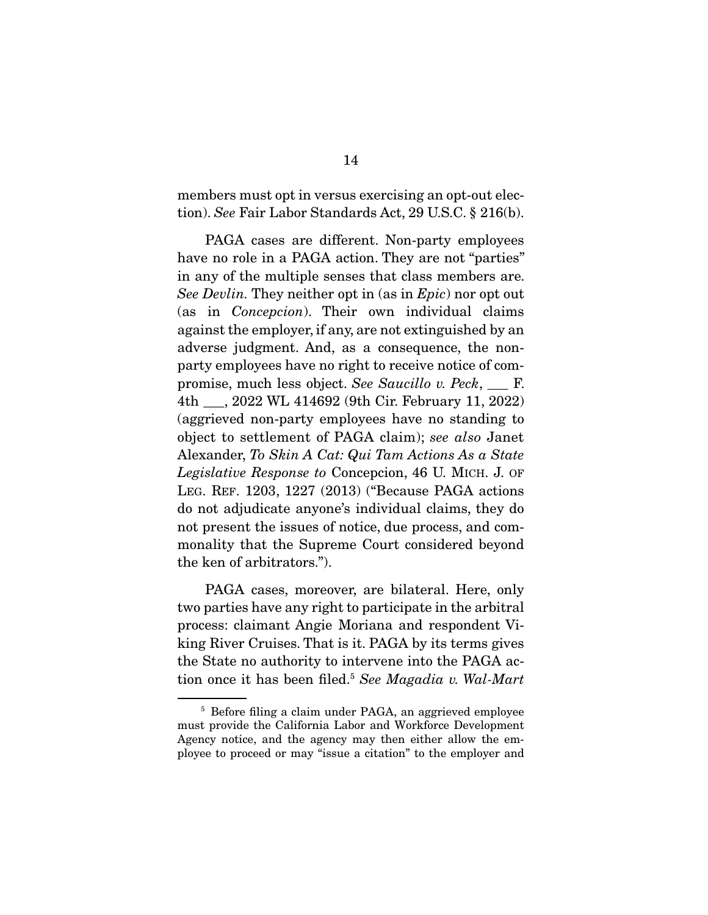members must opt in versus exercising an opt-out election). *See* Fair Labor Standards Act, 29 U.S.C. § 216(b).

PAGA cases are different. Non-party employees have no role in a PAGA action. They are not "parties" in any of the multiple senses that class members are. *See Devlin.* They neither opt in (as in *Epic*) nor opt out (as in *Concepcion*). Their own individual claims against the employer, if any, are not extinguished by an adverse judgment. And, as a consequence, the non-party employees have no right to receive notice of compromise, much less object. *See Saucillo v. Peck*, ___ F. 4th ___, 2022 WL 414692 (9th Cir. February 11, 2022) (aggrieved non-party employees have no standing to object to settlement of PAGA claim); *see also* Janet Alexander, *To Skin A Cat: Qui Tam Actions As a State Legislative Response to* Concepcion, 46 U. MICH. J. OF LEG. REF. 1203, 1227 (2013) ("Because PAGA actions do not adjudicate anyone's individual claims, they do not present the issues of notice, due process, and commonality that the Supreme Court considered beyond the ken of arbitrators.").

PAGA cases, moreover, are bilateral. Here, only two parties have any right to participate in the arbitral process: claimant Angie Moriana and respondent Viking River Cruises. That is it. PAGA by its terms gives the State no authority to intervene into the PAGA action once it has been filed.[5] *See Magadia v. Wal-Mart*

---

[5] Before filing a claim under PAGA, an aggrieved employee must provide the California Labor and Workforce Development Agency notice, and the agency may then either allow the employee to proceed or may "issue a citation" to the employer and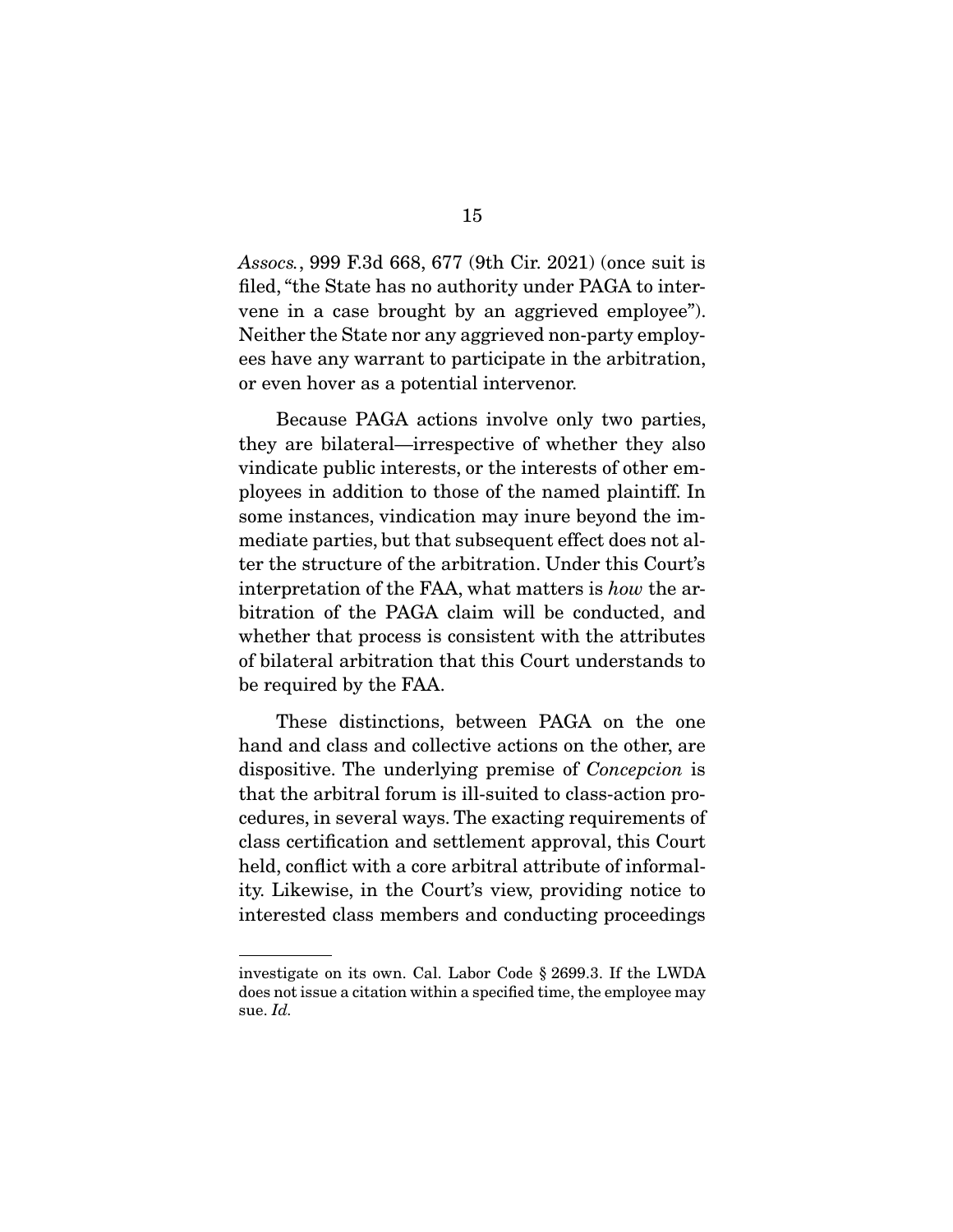*Assocs.*, 999 F.3d 668, 677 (9th Cir. 2021) (once suit is filed, "the State has no authority under PAGA to intervene in a case brought by an aggrieved employee"). Neither the State nor any aggrieved non-party employees have any warrant to participate in the arbitration, or even hover as a potential intervenor.

Because PAGA actions involve only two parties, they are bilateral—irrespective of whether they also vindicate public interests, or the interests of other employees in addition to those of the named plaintiff. In some instances, vindication may inure beyond the immediate parties, but that subsequent effect does not alter the structure of the arbitration. Under this Court's interpretation of the FAA, what matters is *how* the arbitration of the PAGA claim will be conducted, and whether that process is consistent with the attributes of bilateral arbitration that this Court understands to be required by the FAA.

These distinctions, between PAGA on the one hand and class and collective actions on the other, are dispositive. The underlying premise of *Concepcion* is that the arbitral forum is ill-suited to class-action procedures, in several ways. The exacting requirements of class certification and settlement approval, this Court held, conflict with a core arbitral attribute of informality. Likewise, in the Court's view, providing notice to interested class members and conducting proceedings

---

investigate on its own. Cal. Labor Code § 2699.3. If the LWDA does not issue a citation within a specified time, the employee may sue. *Id.*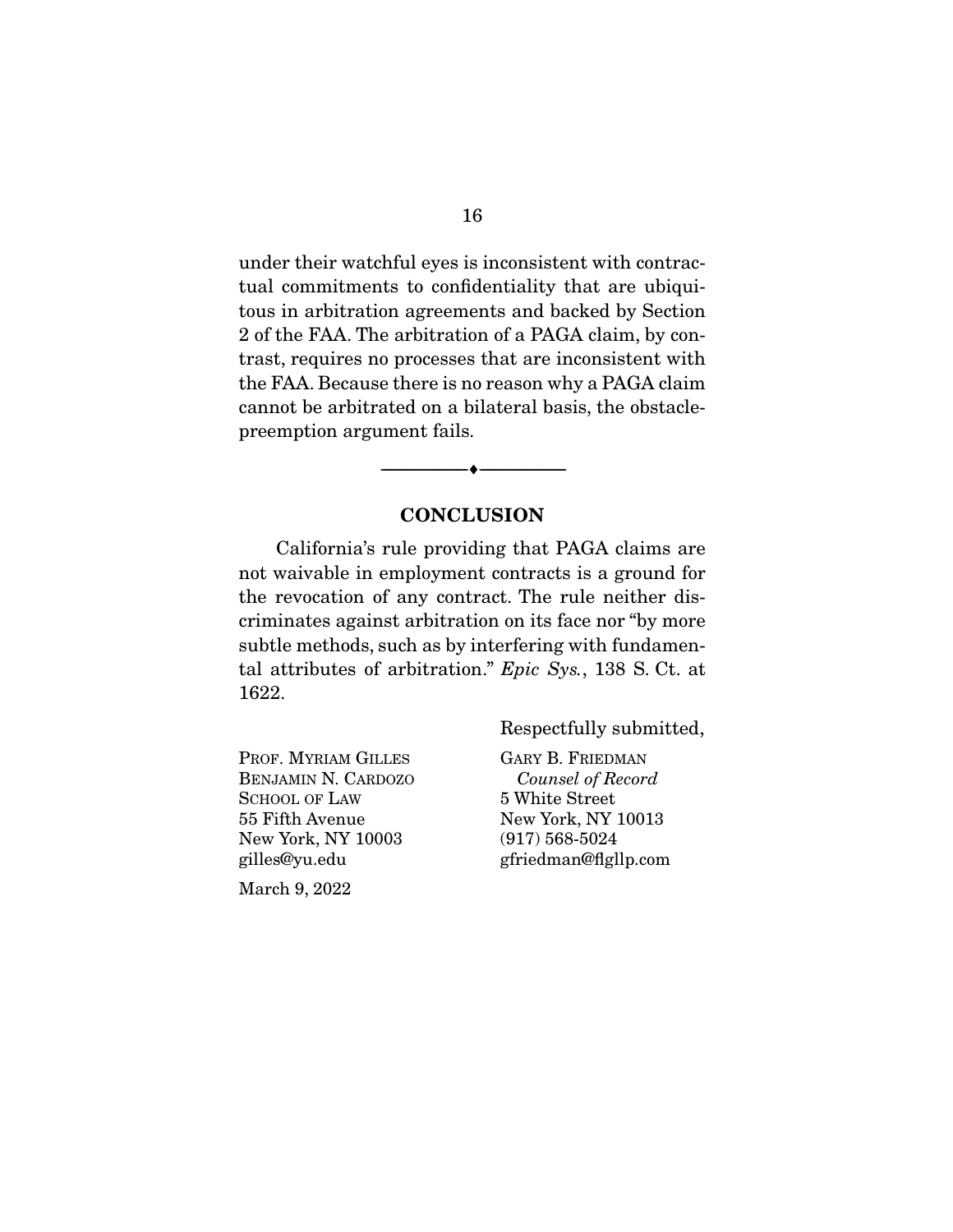under their watchful eyes is inconsistent with contractual commitments to confidentiality that are ubiquitous in arbitration agreements and backed by Section 2 of the FAA. The arbitration of a PAGA claim, by contrast, requires no processes that are inconsistent with the FAA. Because there is no reason why a PAGA claim cannot be arbitrated on a bilateral basis, the obstacle-preemption argument fails.

---

## CONCLUSION

California's rule providing that PAGA claims are not waivable in employment contracts is a ground for the revocation of any contract. The rule neither discriminates against arbitration on its face nor "by more subtle methods, such as by interfering with fundamental attributes of arbitration." *Epic Sys.*, 138 S. Ct. at 1622.

Respectfully submitted,

PROF. MYRIAM GILLES
BENJAMIN N. CARDOZO SCHOOL OF LAW
55 Fifth Avenue
New York, NY 10003
gilles@yu.edu

GARY B. FRIEDMAN
*Counsel of Record*
5 White Street
New York, NY 10013
(917) 568-5024
gfriedman@flgllp.com

March 9, 2022